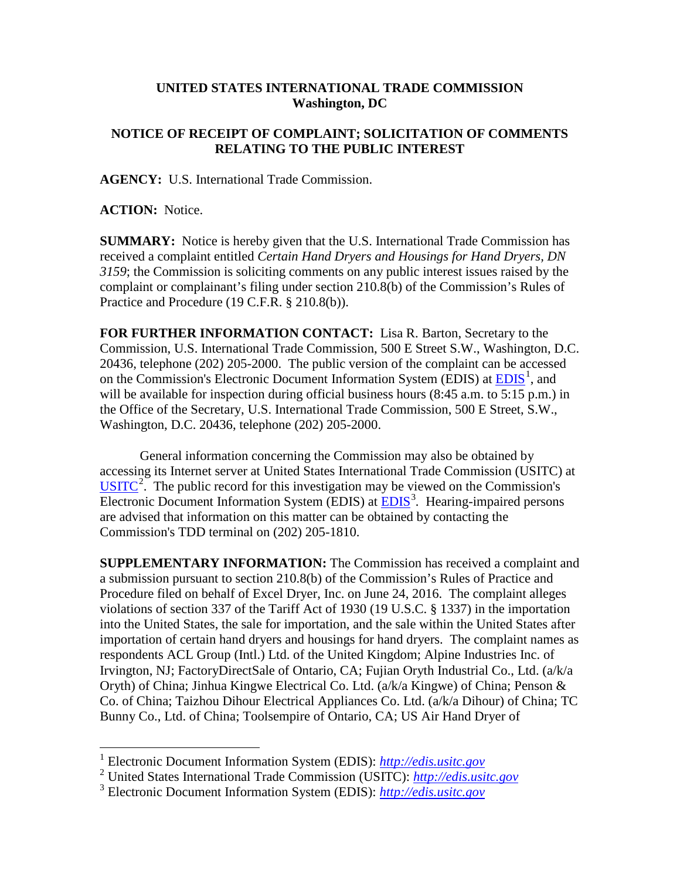**UNITED STATES INTERNATIONAL TRADE COMMISSION**
**Washington, DC**

**NOTICE OF RECEIPT OF COMPLAINT; SOLICITATION OF COMMENTS RELATING TO THE PUBLIC INTEREST**

**AGENCY:** U.S. International Trade Commission.

**ACTION:** Notice.

**SUMMARY:** Notice is hereby given that the U.S. International Trade Commission has received a complaint entitled *Certain Hand Dryers and Housings for Hand Dryers, DN 3159*; the Commission is soliciting comments on any public interest issues raised by the complaint or complainant's filing under section 210.8(b) of the Commission's Rules of Practice and Procedure (19 C.F.R. § 210.8(b)).

**FOR FURTHER INFORMATION CONTACT:** Lisa R. Barton, Secretary to the Commission, U.S. International Trade Commission, 500 E Street S.W., Washington, D.C. 20436, telephone (202) 205-2000. The public version of the complaint can be accessed on the Commission's Electronic Document Information System (EDIS) at EDIS[1], and will be available for inspection during official business hours (8:45 a.m. to 5:15 p.m.) in the Office of the Secretary, U.S. International Trade Commission, 500 E Street, S.W., Washington, D.C. 20436, telephone (202) 205-2000.

General information concerning the Commission may also be obtained by accessing its Internet server at United States International Trade Commission (USITC) at USITC[2]. The public record for this investigation may be viewed on the Commission's Electronic Document Information System (EDIS) at EDIS[3]. Hearing-impaired persons are advised that information on this matter can be obtained by contacting the Commission's TDD terminal on (202) 205-1810.

**SUPPLEMENTARY INFORMATION:** The Commission has received a complaint and a submission pursuant to section 210.8(b) of the Commission's Rules of Practice and Procedure filed on behalf of Excel Dryer, Inc. on June 24, 2016. The complaint alleges violations of section 337 of the Tariff Act of 1930 (19 U.S.C. § 1337) in the importation into the United States, the sale for importation, and the sale within the United States after importation of certain hand dryers and housings for hand dryers. The complaint names as respondents ACL Group (Intl.) Ltd. of the United Kingdom; Alpine Industries Inc. of Irvington, NJ; FactoryDirectSale of Ontario, CA; Fujian Oryth Industrial Co., Ltd. (a/k/a Oryth) of China; Jinhua Kingwe Electrical Co. Ltd. (a/k/a Kingwe) of China; Penson & Co. of China; Taizhou Dihour Electrical Appliances Co. Ltd. (a/k/a Dihour) of China; TC Bunny Co., Ltd. of China; Toolsempire of Ontario, CA; US Air Hand Dryer of

---

[1] Electronic Document Information System (EDIS): *http://edis.usitc.gov*

[2] United States International Trade Commission (USITC): *http://edis.usitc.gov*

[3] Electronic Document Information System (EDIS): *http://edis.usitc.gov*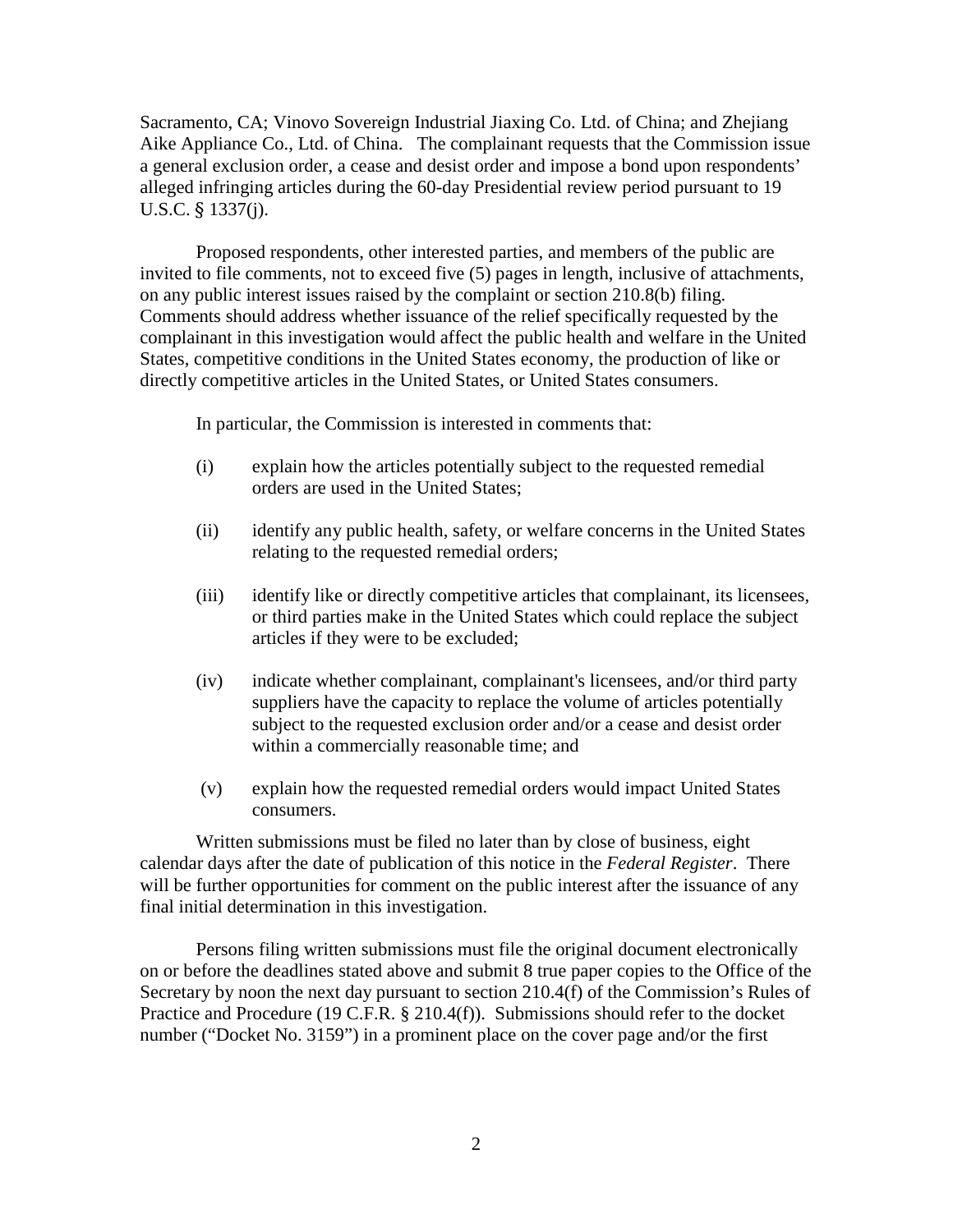Sacramento, CA; Vinovo Sovereign Industrial Jiaxing Co. Ltd. of China; and Zhejiang Aike Appliance Co., Ltd. of China. The complainant requests that the Commission issue a general exclusion order, a cease and desist order and impose a bond upon respondents' alleged infringing articles during the 60-day Presidential review period pursuant to 19 U.S.C. § 1337(j).

Proposed respondents, other interested parties, and members of the public are invited to file comments, not to exceed five (5) pages in length, inclusive of attachments, on any public interest issues raised by the complaint or section 210.8(b) filing. Comments should address whether issuance of the relief specifically requested by the complainant in this investigation would affect the public health and welfare in the United States, competitive conditions in the United States economy, the production of like or directly competitive articles in the United States, or United States consumers.

In particular, the Commission is interested in comments that:

(i) explain how the articles potentially subject to the requested remedial orders are used in the United States;

(ii) identify any public health, safety, or welfare concerns in the United States relating to the requested remedial orders;

(iii) identify like or directly competitive articles that complainant, its licensees, or third parties make in the United States which could replace the subject articles if they were to be excluded;

(iv) indicate whether complainant, complainant's licensees, and/or third party suppliers have the capacity to replace the volume of articles potentially subject to the requested exclusion order and/or a cease and desist order within a commercially reasonable time; and

(v) explain how the requested remedial orders would impact United States consumers.

Written submissions must be filed no later than by close of business, eight calendar days after the date of publication of this notice in the *Federal Register*. There will be further opportunities for comment on the public interest after the issuance of any final initial determination in this investigation.

Persons filing written submissions must file the original document electronically on or before the deadlines stated above and submit 8 true paper copies to the Office of the Secretary by noon the next day pursuant to section 210.4(f) of the Commission's Rules of Practice and Procedure (19 C.F.R. § 210.4(f)). Submissions should refer to the docket number ("Docket No. 3159") in a prominent place on the cover page and/or the first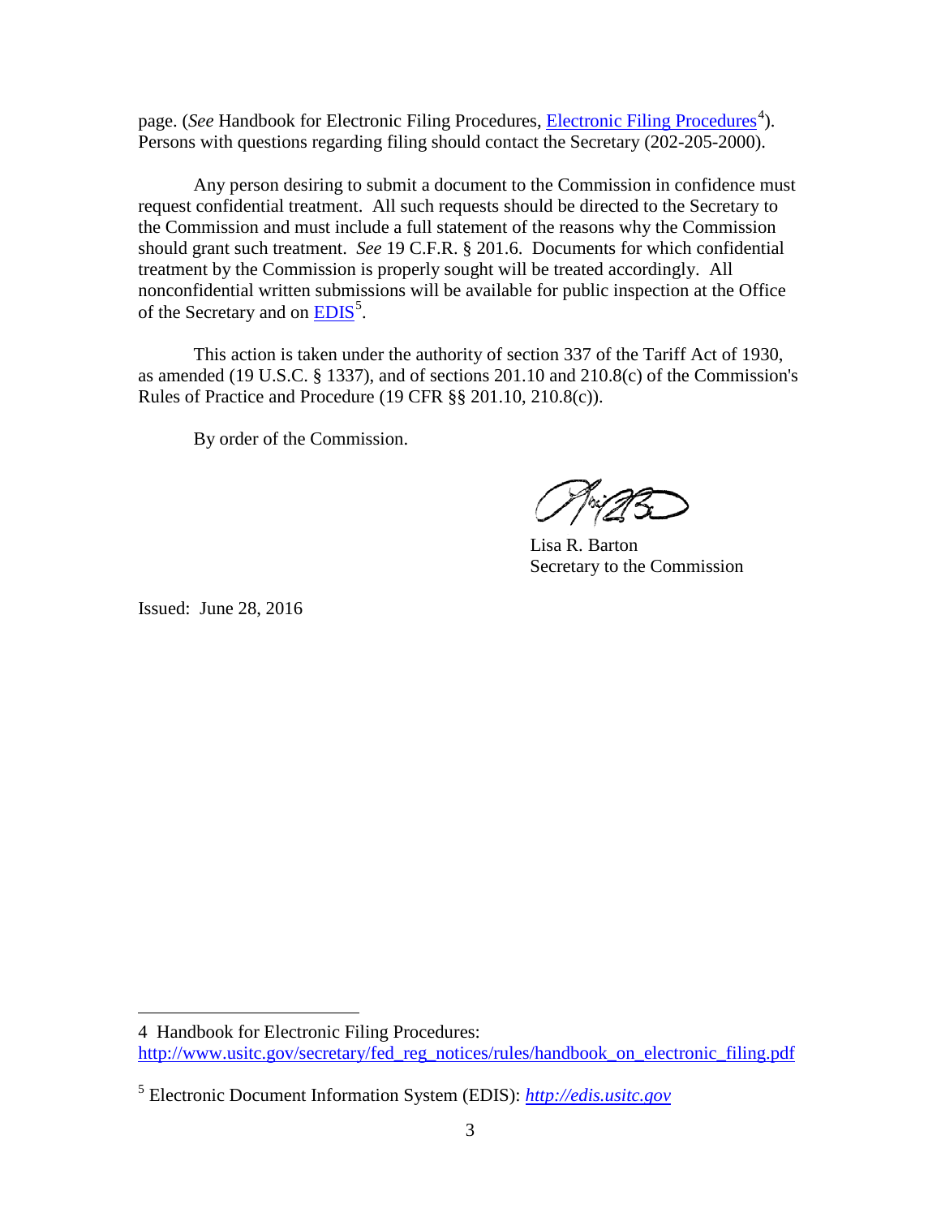page. (*See* Handbook for Electronic Filing Procedures, Electronic Filing Procedures[4]). Persons with questions regarding filing should contact the Secretary (202-205-2000).

Any person desiring to submit a document to the Commission in confidence must request confidential treatment. All such requests should be directed to the Secretary to the Commission and must include a full statement of the reasons why the Commission should grant such treatment. *See* 19 C.F.R. § 201.6. Documents for which confidential treatment by the Commission is properly sought will be treated accordingly. All nonconfidential written submissions will be available for public inspection at the Office of the Secretary and on EDIS[5].

This action is taken under the authority of section 337 of the Tariff Act of 1930, as amended (19 U.S.C. § 1337), and of sections 201.10 and 210.8(c) of the Commission's Rules of Practice and Procedure (19 CFR §§ 201.10, 210.8(c)).

By order of the Commission.

Lisa R. Barton
Secretary to the Commission

Issued: June 28, 2016

---

4 Handbook for Electronic Filing Procedures: http://www.usitc.gov/secretary/fed_reg_notices/rules/handbook_on_electronic_filing.pdf

5 Electronic Document Information System (EDIS): *http://edis.usitc.gov*